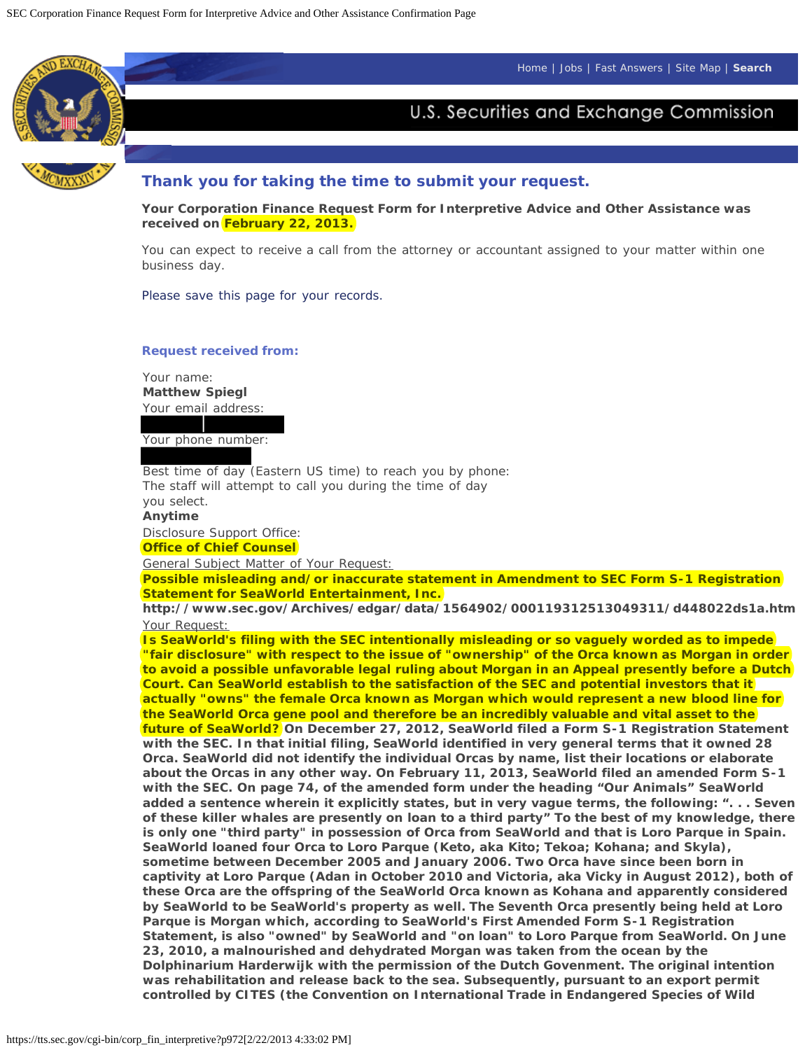Home | Jobs | Fast Answers | Site Map | **Search**

U.S. Securities and Exchange Commission

## Thank you for taking the time to submit your request.

**Your Corporation Finance Request Form for Interpretive Advice and Other Assistance was received on February 22, 2013.**

You can expect to receive a call from the attorney or accountant assigned to your matter within one business day.

Please save this page for your records.

### Request received from:

Your name:
**Matthew Spiegl**
Your email address:

Your phone number:

Best time of day (Eastern US time) to reach you by phone:
The staff will attempt to call you during the time of day you select.
**Anytime**
Disclosure Support Office:
**Office of Chief Counsel**
General Subject Matter of Your Request:
**Possible misleading and/or inaccurate statement in Amendment to SEC Form S-1 Registration Statement for SeaWorld Entertainment, Inc.**
**http://www.sec.gov/Archives/edgar/data/1564902/000119312513049311/d448022ds1a.htm**
Your Request:
**Is SeaWorld's filing with the SEC intentionally misleading or so vaguely worded as to impede "fair disclosure" with respect to the issue of "ownership" of the Orca known as Morgan in order to avoid a possible unfavorable legal ruling about Morgan in an Appeal presently before a Dutch Court. Can SeaWorld establish to the satisfaction of the SEC and potential investors that it actually "owns" the female Orca known as Morgan which would represent a new blood line for the SeaWorld Orca gene pool and therefore be an incredibly valuable and vital asset to the future of SeaWorld? On December 27, 2012, SeaWorld filed a Form S-1 Registration Statement with the SEC. In that initial filing, SeaWorld identified in very general terms that it owned 28 Orca. SeaWorld did not identify the individual Orcas by name, list their locations or elaborate about the Orcas in any other way. On February 11, 2013, SeaWorld filed an amended Form S-1 with the SEC. On page 74, of the amended form under the heading "Our Animals" SeaWorld added a sentence wherein it explicitly states, but in very vague terms, the following: ". . . Seven of these killer whales are presently on loan to a third party" To the best of my knowledge, there is only one "third party" in possession of Orca from SeaWorld and that is Loro Parque in Spain. SeaWorld loaned four Orca to Loro Parque (Keto, aka Kito; Tekoa; Kohana; and Skyla), sometime between December 2005 and January 2006. Two Orca have since been born in captivity at Loro Parque (Adan in October 2010 and Victoria, aka Vicky in August 2012), both of these Orca are the offspring of the SeaWorld Orca known as Kohana and apparently considered by SeaWorld to be SeaWorld's property as well. The Seventh Orca presently being held at Loro Parque is Morgan which, according to SeaWorld's First Amended Form S-1 Registration Statement, is also "owned" by SeaWorld and "on loan" to Loro Parque from SeaWorld. On June 23, 2010, a malnourished and dehydrated Morgan was taken from the ocean by the Dolphinarium Harderwijk with the permission of the Dutch Govenment. The original intention was rehabilitation and release back to the sea. Subsequently, pursuant to an export permit controlled by CITES (the Convention on International Trade in Endangered Species of Wild**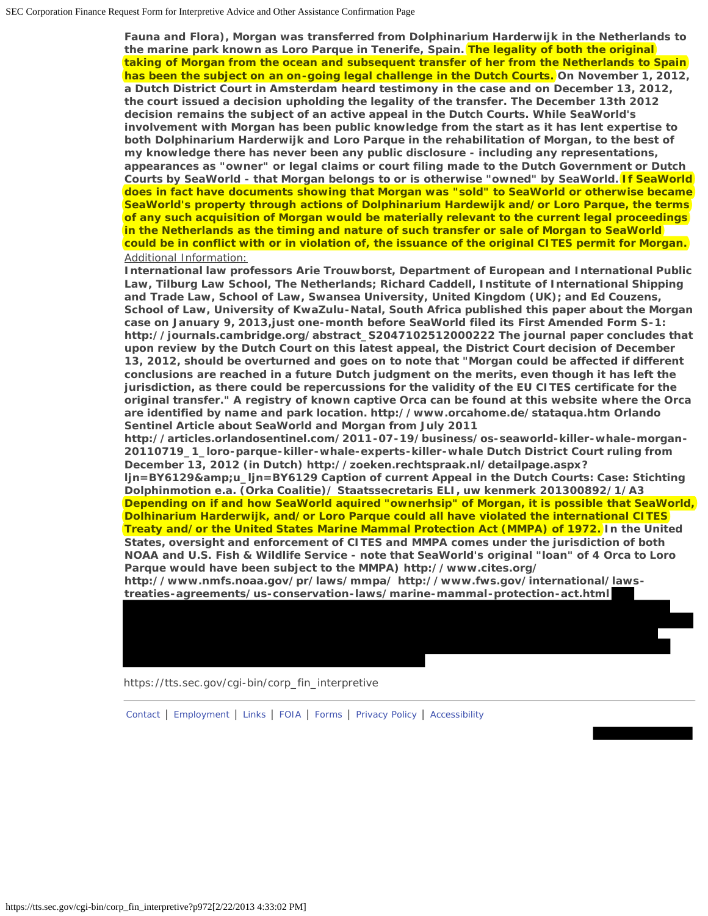Fauna and Flora), Morgan was transferred from Dolphinarium Harderwijk in the Netherlands to the marine park known as Loro Parque in Tenerife, Spain. The legality of both the original taking of Morgan from the ocean and subsequent transfer of her from the Netherlands to Spain has been the subject on an on-going legal challenge in the Dutch Courts. On November 1, 2012, a Dutch District Court in Amsterdam heard testimony in the case and on December 13, 2012, the court issued a decision upholding the legality of the transfer. The December 13th 2012 decision remains the subject of an active appeal in the Dutch Courts. While SeaWorld's involvement with Morgan has been public knowledge from the start as it has lent expertise to both Dolphinarium Harderwijk and Loro Parque in the rehabilitation of Morgan, to the best of my knowledge there has never been any public disclosure - including any representations, appearances as "owner" or legal claims or court filing made to the Dutch Government or Dutch Courts by SeaWorld - that Morgan belongs to or is otherwise "owned" by SeaWorld. If SeaWorld does in fact have documents showing that Morgan was "sold" to SeaWorld or otherwise became SeaWorld's property through actions of Dolphinarium Hardewijk and/or Loro Parque, the terms of any such acquisition of Morgan would be materially relevant to the current legal proceedings in the Netherlands as the timing and nature of such transfer or sale of Morgan to SeaWorld could be in conflict with or in violation of, the issuance of the original CITES permit for Morgan.

Additional Information:

International law professors Arie Trouwborst, Department of European and International Public Law, Tilburg Law School, The Netherlands; Richard Caddell, Institute of International Shipping and Trade Law, School of Law, Swansea University, United Kingdom (UK); and Ed Couzens, School of Law, University of KwaZulu-Natal, South Africa published this paper about the Morgan case on January 9, 2013,just one-month before SeaWorld filed its First Amended Form S-1: http://journals.cambridge.org/abstract_S2047102512000222 The journal paper concludes that upon review by the Dutch Court on this latest appeal, the District Court decision of December 13, 2012, should be overturned and goes on to note that "Morgan could be affected if different conclusions are reached in a future Dutch judgment on the merits, even though it has left the jurisdiction, as there could be repercussions for the validity of the EU CITES certificate for the original transfer." A registry of known captive Orca can be found at this website where the Orca are identified by name and park location. http://www.orcahome.de/stataqua.htm Orlando Sentinel Article about SeaWorld and Morgan from July 2011 http://articles.orlandosentinel.com/2011-07-19/business/os-seaworld-killer-whale-morgan-20110719_1_loro-parque-killer-whale-experts-killer-whale Dutch District Court ruling from December 13, 2012 (in Dutch) http://zoeken.rechtspraak.nl/detailpage.aspx?ljn=BY6129&amp;u_ljn=BY6129 Caption of current Appeal in the Dutch Courts: Case: Stichting Dolphinmotion e.a. (Orka Coalitie)/ Staatssecretaris ELI, uw kenmerk 201300892/1/A3 Depending on if and how SeaWorld aquired "ownerhsip" of Morgan, it is possible that SeaWorld, Dolhinarium Harderwijk, and/or Loro Parque could all have violated the international CITES Treaty and/or the United States Marine Mammal Protection Act (MMPA) of 1972. In the United States, oversight and enforcement of CITES and MMPA comes under the jurisdiction of both NOAA and U.S. Fish & Wildlife Service - note that SeaWorld's original "loan" of 4 Orca to Loro Parque would have been subject to the MMPA) http://www.cites.org/ http://www.nmfs.noaa.gov/pr/laws/mmpa/ http://www.fws.gov/international/laws-treaties-agreements/us-conservation-laws/marine-mammal-protection-act.html

https://tts.sec.gov/cgi-bin/corp_fin_interpretive

Contact | Employment | Links | FOIA | Forms | Privacy Policy | Accessibility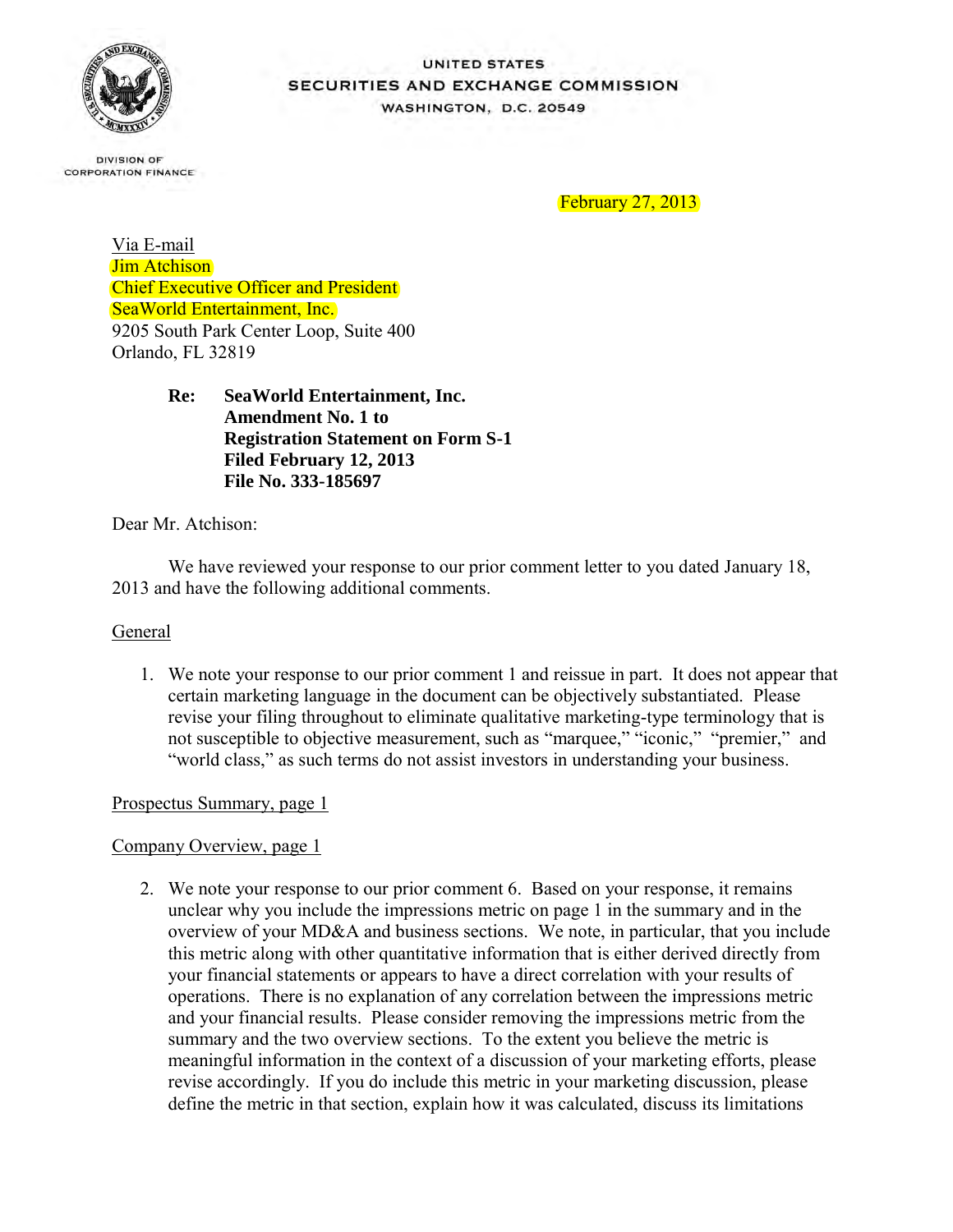UNITED STATES
SECURITIES AND EXCHANGE COMMISSION
WASHINGTON, D.C. 20549

DIVISION OF
CORPORATION FINANCE

February 27, 2013

Via E-mail
Jim Atchison
Chief Executive Officer and President
SeaWorld Entertainment, Inc.
9205 South Park Center Loop, Suite 400
Orlando, FL 32819

**Re: SeaWorld Entertainment, Inc.**
**Amendment No. 1 to**
**Registration Statement on Form S-1**
**Filed February 12, 2013**
**File No. 333-185697**

Dear Mr. Atchison:

We have reviewed your response to our prior comment letter to you dated January 18, 2013 and have the following additional comments.

General

1. We note your response to our prior comment 1 and reissue in part. It does not appear that certain marketing language in the document can be objectively substantiated. Please revise your filing throughout to eliminate qualitative marketing-type terminology that is not susceptible to objective measurement, such as "marquee," "iconic," "premier," and "world class," as such terms do not assist investors in understanding your business.

Prospectus Summary, page 1

Company Overview, page 1

2. We note your response to our prior comment 6. Based on your response, it remains unclear why you include the impressions metric on page 1 in the summary and in the overview of your MD&A and business sections. We note, in particular, that you include this metric along with other quantitative information that is either derived directly from your financial statements or appears to have a direct correlation with your results of operations. There is no explanation of any correlation between the impressions metric and your financial results. Please consider removing the impressions metric from the summary and the two overview sections. To the extent you believe the metric is meaningful information in the context of a discussion of your marketing efforts, please revise accordingly. If you do include this metric in your marketing discussion, please define the metric in that section, explain how it was calculated, discuss its limitations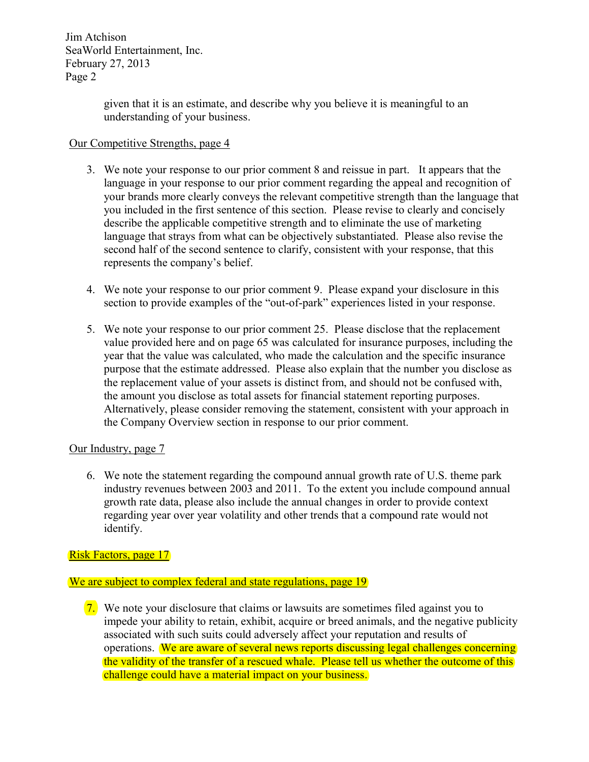given that it is an estimate, and describe why you believe it is meaningful to an understanding of your business.

Our Competitive Strengths, page 4

3. We note your response to our prior comment 8 and reissue in part. It appears that the language in your response to our prior comment regarding the appeal and recognition of your brands more clearly conveys the relevant competitive strength than the language that you included in the first sentence of this section. Please revise to clearly and concisely describe the applicable competitive strength and to eliminate the use of marketing language that strays from what can be objectively substantiated. Please also revise the second half of the second sentence to clarify, consistent with your response, that this represents the company's belief.

4. We note your response to our prior comment 9. Please expand your disclosure in this section to provide examples of the "out-of-park" experiences listed in your response.

5. We note your response to our prior comment 25. Please disclose that the replacement value provided here and on page 65 was calculated for insurance purposes, including the year that the value was calculated, who made the calculation and the specific insurance purpose that the estimate addressed. Please also explain that the number you disclose as the replacement value of your assets is distinct from, and should not be confused with, the amount you disclose as total assets for financial statement reporting purposes. Alternatively, please consider removing the statement, consistent with your approach in the Company Overview section in response to our prior comment.

Our Industry, page 7

6. We note the statement regarding the compound annual growth rate of U.S. theme park industry revenues between 2003 and 2011. To the extent you include compound annual growth rate data, please also include the annual changes in order to provide context regarding year over year volatility and other trends that a compound rate would not identify.

Risk Factors, page 17

We are subject to complex federal and state regulations, page 19

7. We note your disclosure that claims or lawsuits are sometimes filed against you to impede your ability to retain, exhibit, acquire or breed animals, and the negative publicity associated with such suits could adversely affect your reputation and results of operations. We are aware of several news reports discussing legal challenges concerning the validity of the transfer of a rescued whale. Please tell us whether the outcome of this challenge could have a material impact on your business.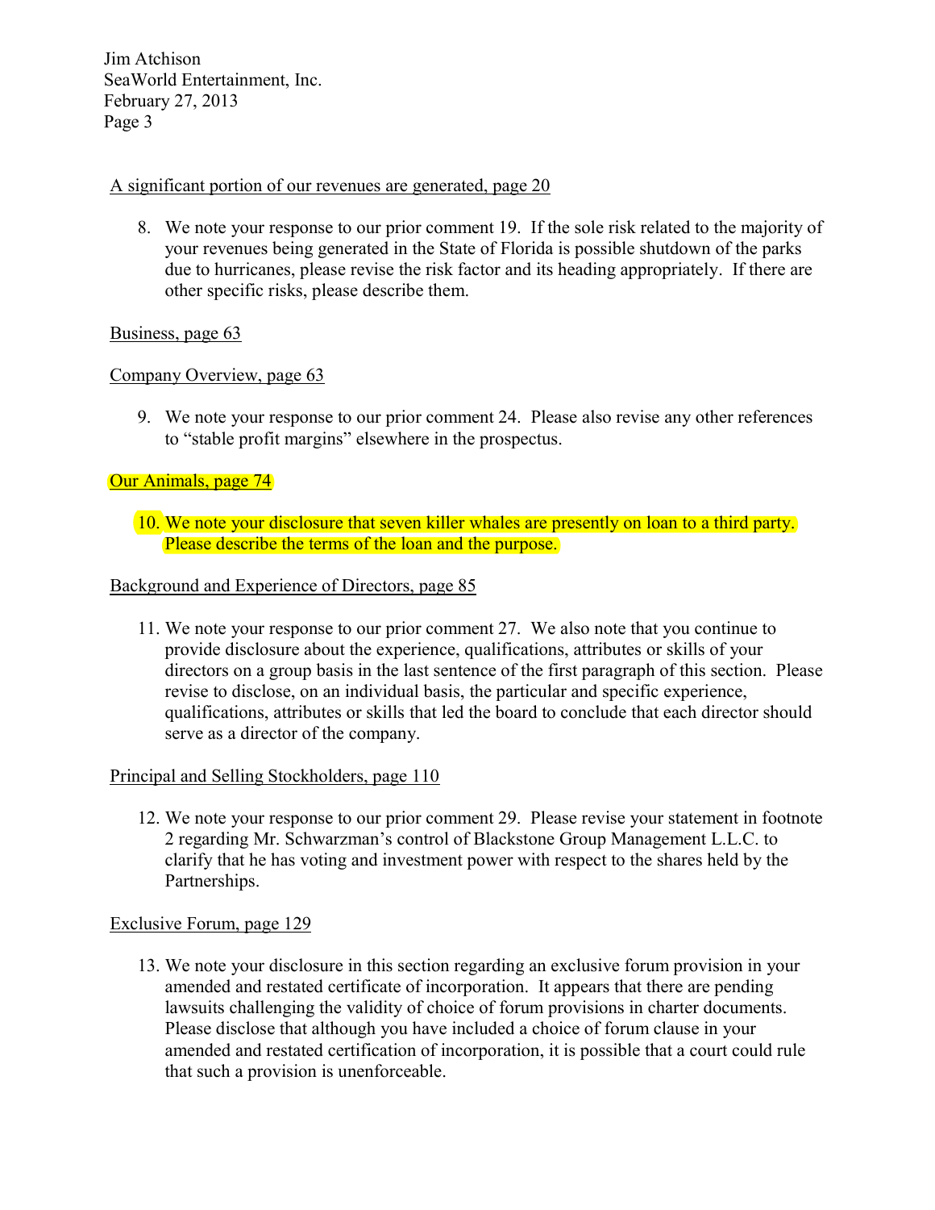A significant portion of our revenues are generated, page 20

8. We note your response to our prior comment 19. If the sole risk related to the majority of your revenues being generated in the State of Florida is possible shutdown of the parks due to hurricanes, please revise the risk factor and its heading appropriately. If there are other specific risks, please describe them.

Business, page 63

Company Overview, page 63

9. We note your response to our prior comment 24. Please also revise any other references to "stable profit margins" elsewhere in the prospectus.

Our Animals, page 74

10. We note your disclosure that seven killer whales are presently on loan to a third party. Please describe the terms of the loan and the purpose.

Background and Experience of Directors, page 85

11. We note your response to our prior comment 27. We also note that you continue to provide disclosure about the experience, qualifications, attributes or skills of your directors on a group basis in the last sentence of the first paragraph of this section. Please revise to disclose, on an individual basis, the particular and specific experience, qualifications, attributes or skills that led the board to conclude that each director should serve as a director of the company.

Principal and Selling Stockholders, page 110

12. We note your response to our prior comment 29. Please revise your statement in footnote 2 regarding Mr. Schwarzman's control of Blackstone Group Management L.L.C. to clarify that he has voting and investment power with respect to the shares held by the Partnerships.

Exclusive Forum, page 129

13. We note your disclosure in this section regarding an exclusive forum provision in your amended and restated certificate of incorporation. It appears that there are pending lawsuits challenging the validity of choice of forum provisions in charter documents. Please disclose that although you have included a choice of forum clause in your amended and restated certification of incorporation, it is possible that a court could rule that such a provision is unenforceable.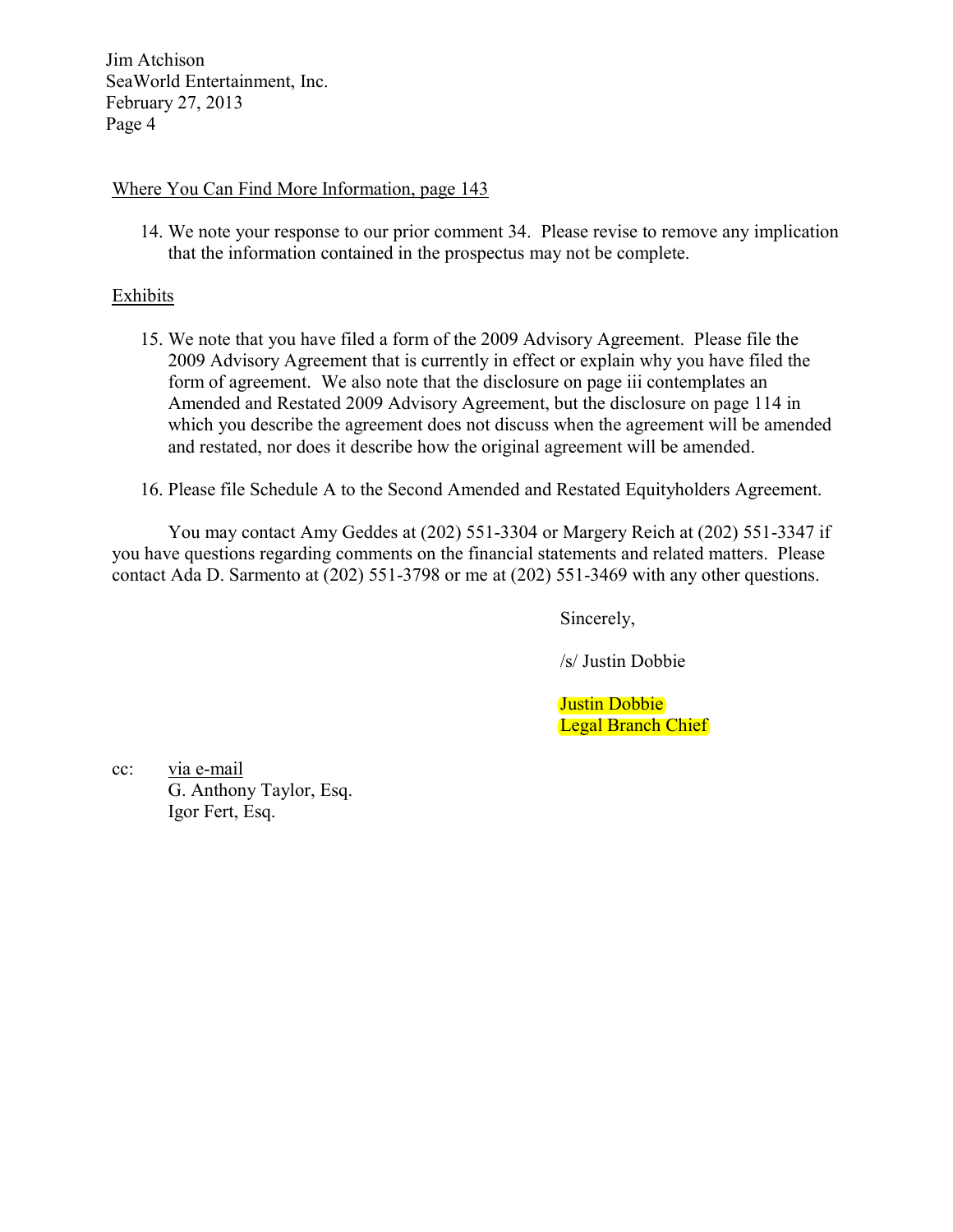Where You Can Find More Information, page 143

14. We note your response to our prior comment 34. Please revise to remove any implication that the information contained in the prospectus may not be complete.

Exhibits

15. We note that you have filed a form of the 2009 Advisory Agreement. Please file the 2009 Advisory Agreement that is currently in effect or explain why you have filed the form of agreement. We also note that the disclosure on page iii contemplates an Amended and Restated 2009 Advisory Agreement, but the disclosure on page 114 in which you describe the agreement does not discuss when the agreement will be amended and restated, nor does it describe how the original agreement will be amended.

16. Please file Schedule A to the Second Amended and Restated Equityholders Agreement.

You may contact Amy Geddes at (202) 551-3304 or Margery Reich at (202) 551-3347 if you have questions regarding comments on the financial statements and related matters. Please contact Ada D. Sarmento at (202) 551-3798 or me at (202) 551-3469 with any other questions.

Sincerely,

/s/ Justin Dobbie

Justin Dobbie
Legal Branch Chief

cc: via e-mail
G. Anthony Taylor, Esq.
Igor Fert, Esq.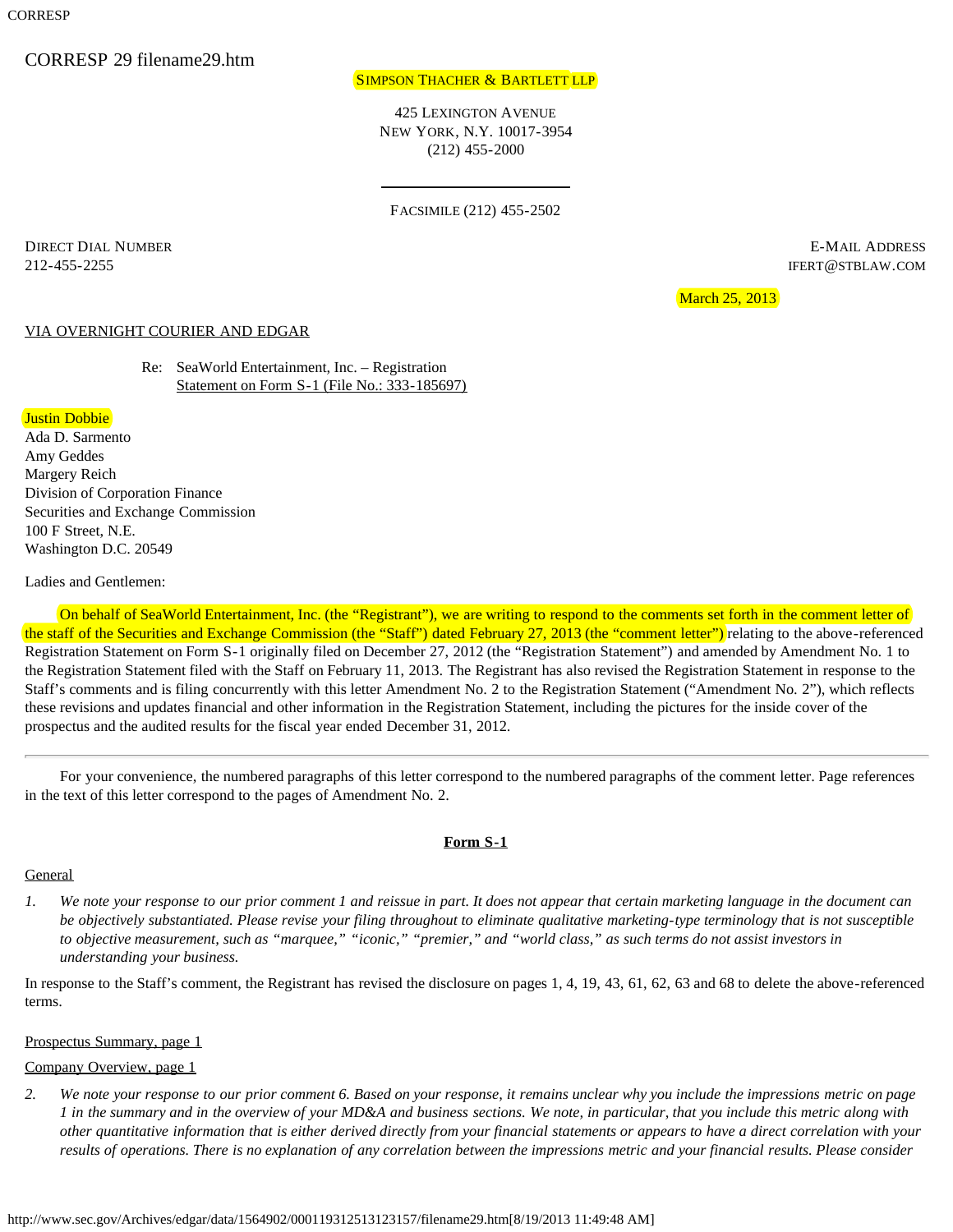CORRESP 29 filename29.htm

SIMPSON THACHER & BARTLETT LLP

425 LEXINGTON AVENUE
NEW YORK, N.Y. 10017-3954
(212) 455-2000

---

FACSIMILE (212) 455-2502

DIRECT DIAL NUMBER
212-455-2255

E-MAIL ADDRESS
IFERT@STBLAW.COM

March 25, 2013

VIA OVERNIGHT COURIER AND EDGAR

Re: SeaWorld Entertainment, Inc. – Registration Statement on Form S-1 (File No.: 333-185697)

Justin Dobbie
Ada D. Sarmento
Amy Geddes
Margery Reich
Division of Corporation Finance
Securities and Exchange Commission
100 F Street, N.E.
Washington D.C. 20549

Ladies and Gentlemen:

On behalf of SeaWorld Entertainment, Inc. (the "Registrant"), we are writing to respond to the comments set forth in the comment letter of the staff of the Securities and Exchange Commission (the "Staff") dated February 27, 2013 (the "comment letter") relating to the above-referenced Registration Statement on Form S-1 originally filed on December 27, 2012 (the "Registration Statement") and amended by Amendment No. 1 to the Registration Statement filed with the Staff on February 11, 2013. The Registrant has also revised the Registration Statement in response to the Staff's comments and is filing concurrently with this letter Amendment No. 2 to the Registration Statement ("Amendment No. 2"), which reflects these revisions and updates financial and other information in the Registration Statement, including the pictures for the inside cover of the prospectus and the audited results for the fiscal year ended December 31, 2012.

---

For your convenience, the numbered paragraphs of this letter correspond to the numbered paragraphs of the comment letter. Page references in the text of this letter correspond to the pages of Amendment No. 2.

**Form S-1**

General

1. *We note your response to our prior comment 1 and reissue in part. It does not appear that certain marketing language in the document can be objectively substantiated. Please revise your filing throughout to eliminate qualitative marketing-type terminology that is not susceptible to objective measurement, such as "marquee," "iconic," "premier," and "world class," as such terms do not assist investors in understanding your business.*

In response to the Staff's comment, the Registrant has revised the disclosure on pages 1, 4, 19, 43, 61, 62, 63 and 68 to delete the above-referenced terms.

Prospectus Summary, page 1

Company Overview, page 1

2. *We note your response to our prior comment 6. Based on your response, it remains unclear why you include the impressions metric on page 1 in the summary and in the overview of your MD&A and business sections. We note, in particular, that you include this metric along with other quantitative information that is either derived directly from your financial statements or appears to have a direct correlation with your results of operations. There is no explanation of any correlation between the impressions metric and your financial results. Please consider*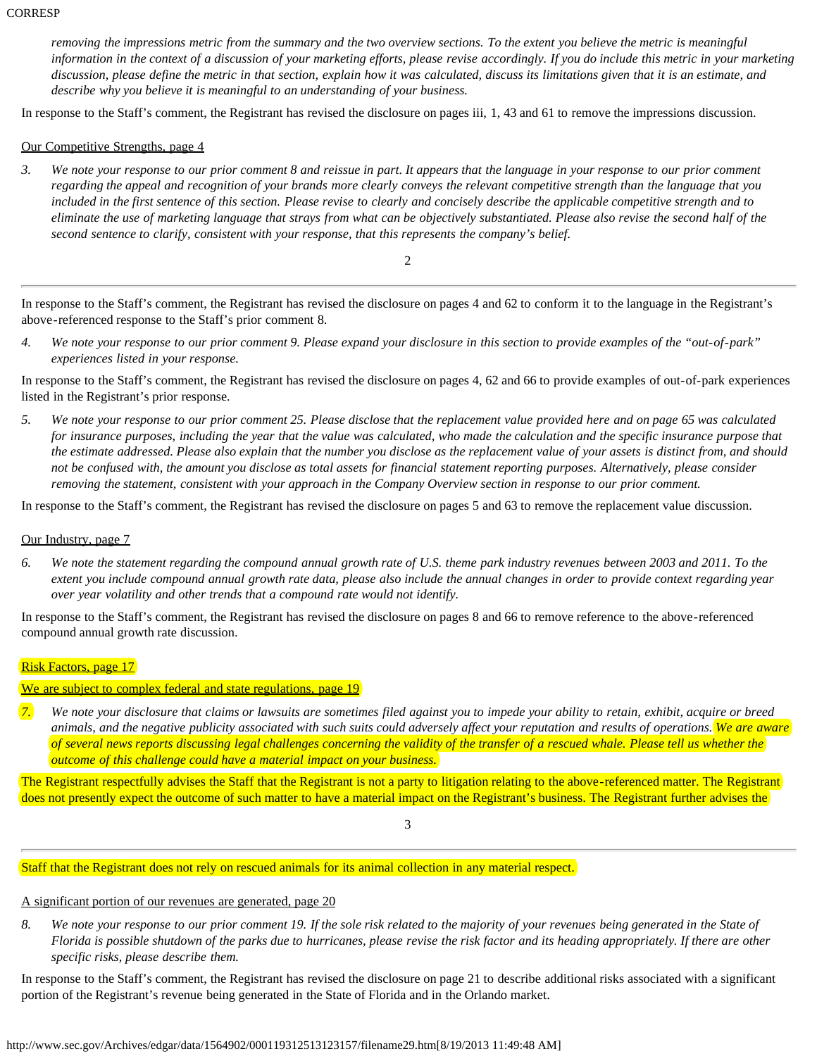*removing the impressions metric from the summary and the two overview sections. To the extent you believe the metric is meaningful information in the context of a discussion of your marketing efforts, please revise accordingly. If you do include this metric in your marketing discussion, please define the metric in that section, explain how it was calculated, discuss its limitations given that it is an estimate, and describe why you believe it is meaningful to an understanding of your business.*

In response to the Staff's comment, the Registrant has revised the disclosure on pages iii, 1, 43 and 61 to remove the impressions discussion.

Our Competitive Strengths, page 4

3. *We note your response to our prior comment 8 and reissue in part. It appears that the language in your response to our prior comment regarding the appeal and recognition of your brands more clearly conveys the relevant competitive strength than the language that you included in the first sentence of this section. Please revise to clearly and concisely describe the applicable competitive strength and to eliminate the use of marketing language that strays from what can be objectively substantiated. Please also revise the second half of the second sentence to clarify, consistent with your response, that this represents the company's belief.*

In response to the Staff's comment, the Registrant has revised the disclosure on pages 4 and 62 to conform it to the language in the Registrant's above-referenced response to the Staff's prior comment 8.

4. *We note your response to our prior comment 9. Please expand your disclosure in this section to provide examples of the "out-of-park" experiences listed in your response.*

In response to the Staff's comment, the Registrant has revised the disclosure on pages 4, 62 and 66 to provide examples of out-of-park experiences listed in the Registrant's prior response.

5. *We note your response to our prior comment 25. Please disclose that the replacement value provided here and on page 65 was calculated for insurance purposes, including the year that the value was calculated, who made the calculation and the specific insurance purpose that the estimate addressed. Please also explain that the number you disclose as the replacement value of your assets is distinct from, and should not be confused with, the amount you disclose as total assets for financial statement reporting purposes. Alternatively, please consider removing the statement, consistent with your approach in the Company Overview section in response to our prior comment.*

In response to the Staff's comment, the Registrant has revised the disclosure on pages 5 and 63 to remove the replacement value discussion.

Our Industry, page 7

6. *We note the statement regarding the compound annual growth rate of U.S. theme park industry revenues between 2003 and 2011. To the extent you include compound annual growth rate data, please also include the annual changes in order to provide context regarding year over year volatility and other trends that a compound rate would not identify.*

In response to the Staff's comment, the Registrant has revised the disclosure on pages 8 and 66 to remove reference to the above-referenced compound annual growth rate discussion.

Risk Factors, page 17

We are subject to complex federal and state regulations, page 19

7. *We note your disclosure that claims or lawsuits are sometimes filed against you to impede your ability to retain, exhibit, acquire or breed animals, and the negative publicity associated with such suits could adversely affect your reputation and results of operations. We are aware of several news reports discussing legal challenges concerning the validity of the transfer of a rescued whale. Please tell us whether the outcome of this challenge could have a material impact on your business.*

The Registrant respectfully advises the Staff that the Registrant is not a party to litigation relating to the above-referenced matter. The Registrant does not presently expect the outcome of such matter to have a material impact on the Registrant's business. The Registrant further advises the Staff that the Registrant does not rely on rescued animals for its animal collection in any material respect.

A significant portion of our revenues are generated, page 20

8. *We note your response to our prior comment 19. If the sole risk related to the majority of your revenues being generated in the State of Florida is possible shutdown of the parks due to hurricanes, please revise the risk factor and its heading appropriately. If there are other specific risks, please describe them.*

In response to the Staff's comment, the Registrant has revised the disclosure on page 21 to describe additional risks associated with a significant portion of the Registrant's revenue being generated in the State of Florida and in the Orlando market.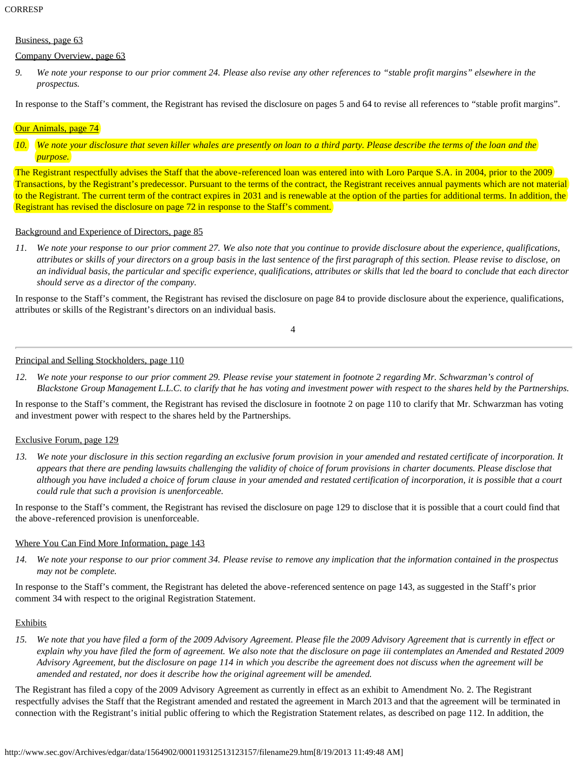Business, page 63

Company Overview, page 63

9. *We note your response to our prior comment 24. Please also revise any other references to "stable profit margins" elsewhere in the prospectus.*

In response to the Staff's comment, the Registrant has revised the disclosure on pages 5 and 64 to revise all references to "stable profit margins".

Our Animals, page 74

10. *We note your disclosure that seven killer whales are presently on loan to a third party. Please describe the terms of the loan and the purpose.*

The Registrant respectfully advises the Staff that the above-referenced loan was entered into with Loro Parque S.A. in 2004, prior to the 2009 Transactions, by the Registrant's predecessor. Pursuant to the terms of the contract, the Registrant receives annual payments which are not material to the Registrant. The current term of the contract expires in 2031 and is renewable at the option of the parties for additional terms. In addition, the Registrant has revised the disclosure on page 72 in response to the Staff's comment.

Background and Experience of Directors, page 85

11. *We note your response to our prior comment 27. We also note that you continue to provide disclosure about the experience, qualifications, attributes or skills of your directors on a group basis in the last sentence of the first paragraph of this section. Please revise to disclose, on an individual basis, the particular and specific experience, qualifications, attributes or skills that led the board to conclude that each director should serve as a director of the company.*

In response to the Staff's comment, the Registrant has revised the disclosure on page 84 to provide disclosure about the experience, qualifications, attributes or skills of the Registrant's directors on an individual basis.

Principal and Selling Stockholders, page 110

12. *We note your response to our prior comment 29. Please revise your statement in footnote 2 regarding Mr. Schwarzman's control of Blackstone Group Management L.L.C. to clarify that he has voting and investment power with respect to the shares held by the Partnerships.*

In response to the Staff's comment, the Registrant has revised the disclosure in footnote 2 on page 110 to clarify that Mr. Schwarzman has voting and investment power with respect to the shares held by the Partnerships.

Exclusive Forum, page 129

13. *We note your disclosure in this section regarding an exclusive forum provision in your amended and restated certificate of incorporation. It appears that there are pending lawsuits challenging the validity of choice of forum provisions in charter documents. Please disclose that although you have included a choice of forum clause in your amended and restated certification of incorporation, it is possible that a court could rule that such a provision is unenforceable.*

In response to the Staff's comment, the Registrant has revised the disclosure on page 129 to disclose that it is possible that a court could find that the above-referenced provision is unenforceable.

Where You Can Find More Information, page 143

14. *We note your response to our prior comment 34. Please revise to remove any implication that the information contained in the prospectus may not be complete.*

In response to the Staff's comment, the Registrant has deleted the above-referenced sentence on page 143, as suggested in the Staff's prior comment 34 with respect to the original Registration Statement.

Exhibits

15. *We note that you have filed a form of the 2009 Advisory Agreement. Please file the 2009 Advisory Agreement that is currently in effect or explain why you have filed the form of agreement. We also note that the disclosure on page iii contemplates an Amended and Restated 2009 Advisory Agreement, but the disclosure on page 114 in which you describe the agreement does not discuss when the agreement will be amended and restated, nor does it describe how the original agreement will be amended.*

The Registrant has filed a copy of the 2009 Advisory Agreement as currently in effect as an exhibit to Amendment No. 2. The Registrant respectfully advises the Staff that the Registrant amended and restated the agreement in March 2013 and that the agreement will be terminated in connection with the Registrant's initial public offering to which the Registration Statement relates, as described on page 112. In addition, the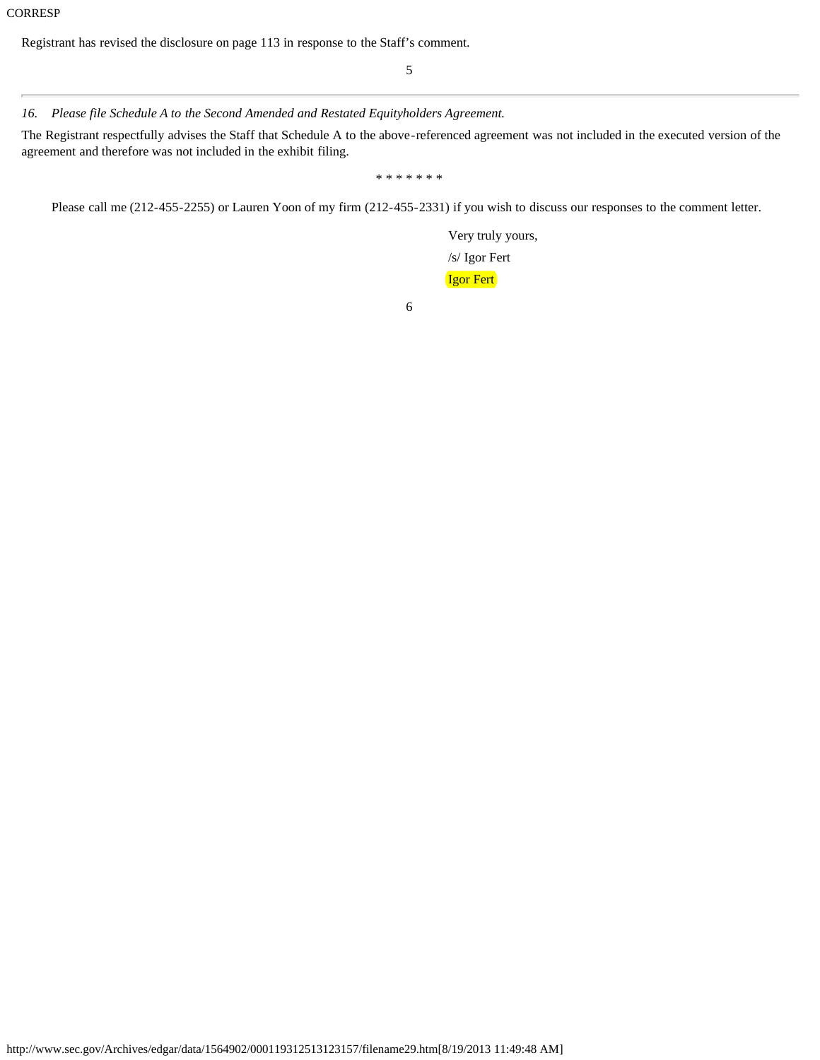Registrant has revised the disclosure on page 113 in response to the Staff's comment.

---

*16. Please file Schedule A to the Second Amended and Restated Equityholders Agreement.*

The Registrant respectfully advises the Staff that Schedule A to the above-referenced agreement was not included in the executed version of the agreement and therefore was not included in the exhibit filing.

\* \* \* \* \* \* \*

Please call me (212-455-2255) or Lauren Yoon of my firm (212-455-2331) if you wish to discuss our responses to the comment letter.

Very truly yours,

/s/ Igor Fert

Igor Fert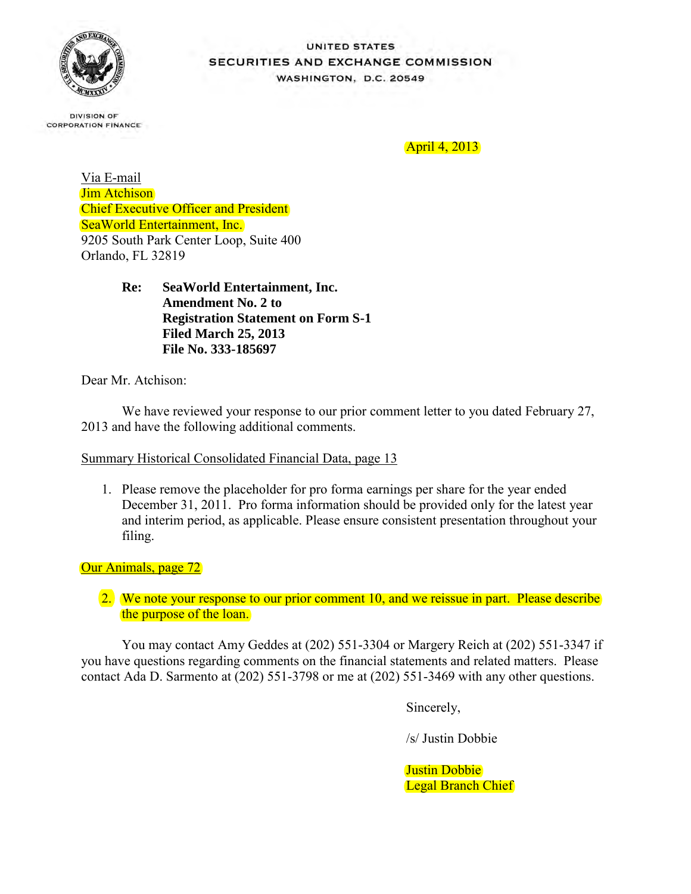UNITED STATES
SECURITIES AND EXCHANGE COMMISSION
WASHINGTON, D.C. 20549

DIVISION OF
CORPORATION FINANCE

April 4, 2013

Via E-mail
Jim Atchison
Chief Executive Officer and President
SeaWorld Entertainment, Inc.
9205 South Park Center Loop, Suite 400
Orlando, FL 32819

**Re: SeaWorld Entertainment, Inc.**
**Amendment No. 2 to**
**Registration Statement on Form S-1**
**Filed March 25, 2013**
**File No. 333-185697**

Dear Mr. Atchison:

We have reviewed your response to our prior comment letter to you dated February 27, 2013 and have the following additional comments.

Summary Historical Consolidated Financial Data, page 13

1. Please remove the placeholder for pro forma earnings per share for the year ended December 31, 2011. Pro forma information should be provided only for the latest year and interim period, as applicable. Please ensure consistent presentation throughout your filing.

Our Animals, page 72

2. We note your response to our prior comment 10, and we reissue in part. Please describe the purpose of the loan.

You may contact Amy Geddes at (202) 551-3304 or Margery Reich at (202) 551-3347 if you have questions regarding comments on the financial statements and related matters. Please contact Ada D. Sarmento at (202) 551-3798 or me at (202) 551-3469 with any other questions.

Sincerely,

/s/ Justin Dobbie

Justin Dobbie
Legal Branch Chief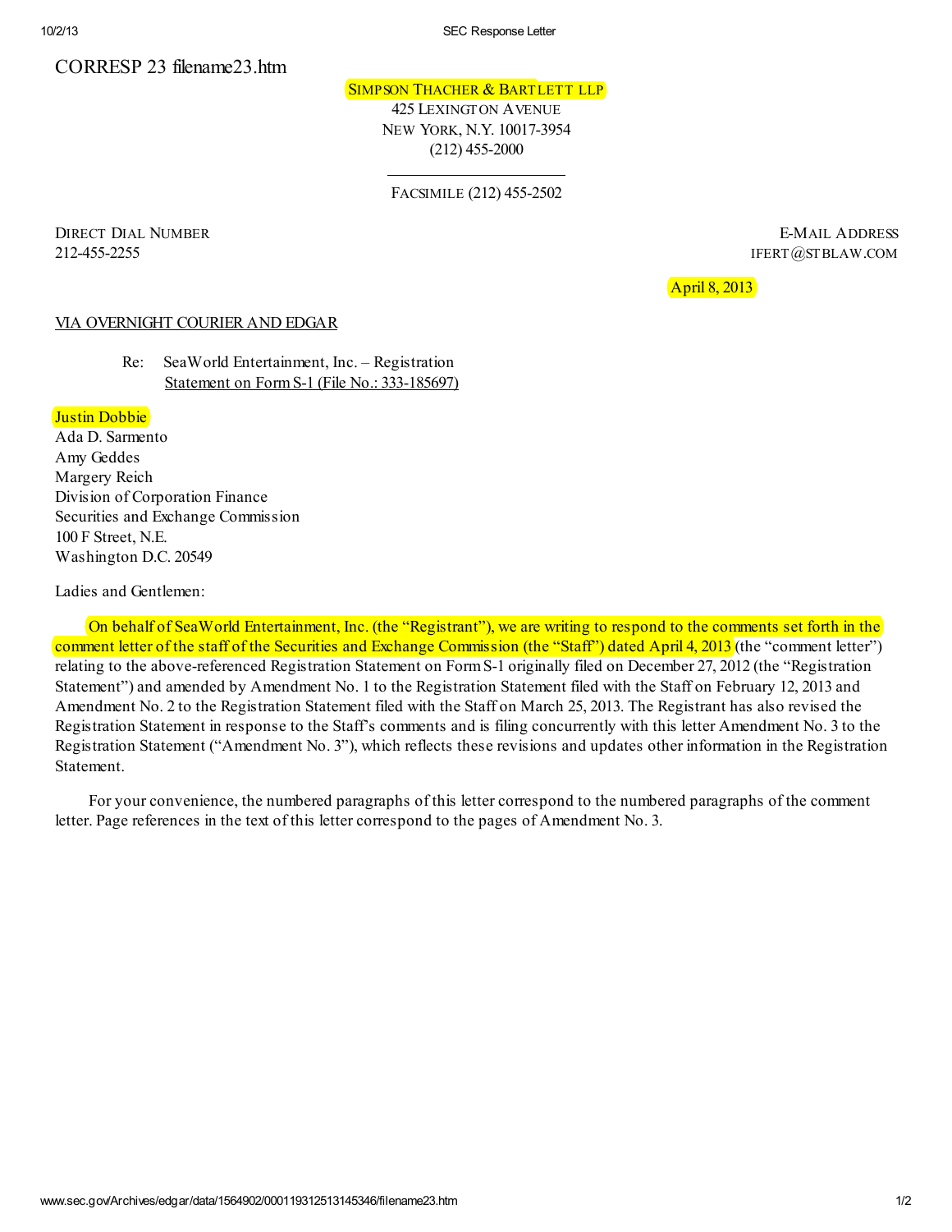CORRESP 23 filename23.htm

SIMPSON THACHER & BARTLETT LLP
425 LEXINGTON AVENUE
NEW YORK, N.Y. 10017-3954
(212) 455-2000

FACSIMILE (212) 455-2502

DIRECT DIAL NUMBER
212-455-2255

E-MAIL ADDRESS
IFERT@STBLAW.COM

April 8, 2013

VIA OVERNIGHT COURIER AND EDGAR

Re: SeaWorld Entertainment, Inc. – Registration Statement on Form S-1 (File No.: 333-185697)

Justin Dobbie
Ada D. Sarmento
Amy Geddes
Margery Reich
Division of Corporation Finance
Securities and Exchange Commission
100 F Street, N.E.
Washington D.C. 20549

Ladies and Gentlemen:

On behalf of SeaWorld Entertainment, Inc. (the "Registrant"), we are writing to respond to the comments set forth in the comment letter of the staff of the Securities and Exchange Commission (the "Staff") dated April 4, 2013 (the "comment letter") relating to the above-referenced Registration Statement on Form S-1 originally filed on December 27, 2012 (the "Registration Statement") and amended by Amendment No. 1 to the Registration Statement filed with the Staff on February 12, 2013 and Amendment No. 2 to the Registration Statement filed with the Staff on March 25, 2013. The Registrant has also revised the Registration Statement in response to the Staff's comments and is filing concurrently with this letter Amendment No. 3 to the Registration Statement ("Amendment No. 3"), which reflects these revisions and updates other information in the Registration Statement.

For your convenience, the numbered paragraphs of this letter correspond to the numbered paragraphs of the comment letter. Page references in the text of this letter correspond to the pages of Amendment No. 3.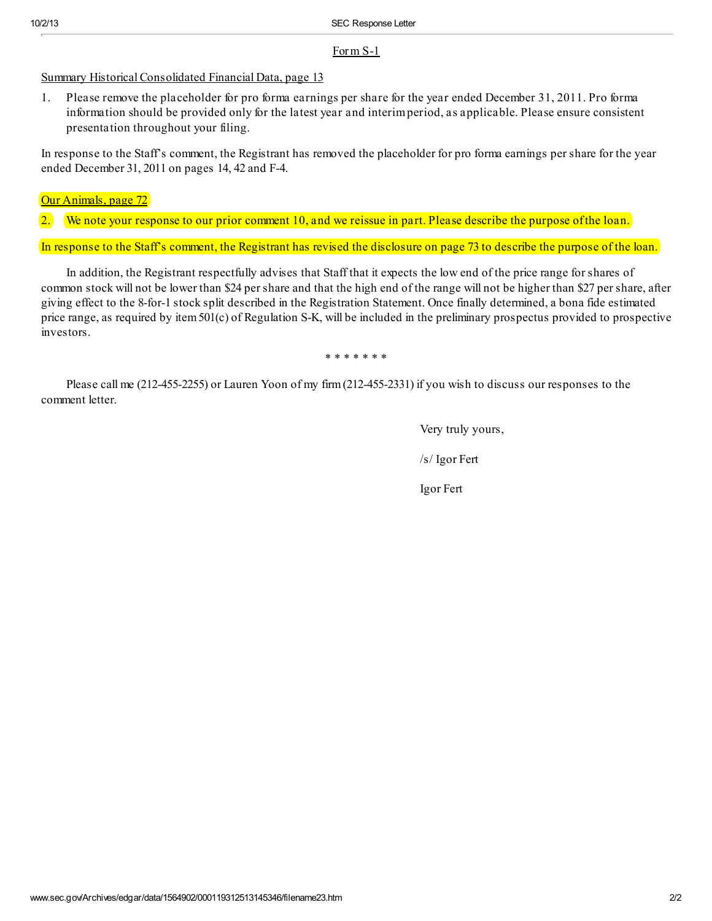Form S-1

Summary Historical Consolidated Financial Data, page 13

1. Please remove the placeholder for pro forma earnings per share for the year ended December 31, 2011. Pro forma information should be provided only for the latest year and interim period, as applicable. Please ensure consistent presentation throughout your filing.

In response to the Staff's comment, the Registrant has removed the placeholder for pro forma earnings per share for the year ended December 31, 2011 on pages 14, 42 and F-4.

Our Animals, page 72

2. We note your response to our prior comment 10, and we reissue in part. Please describe the purpose of the loan.

In response to the Staff's comment, the Registrant has revised the disclosure on page 73 to describe the purpose of the loan.

In addition, the Registrant respectfully advises that Staff that it expects the low end of the price range for shares of common stock will not be lower than $24 per share and that the high end of the range will not be higher than $27 per share, after giving effect to the 8-for-1 stock split described in the Registration Statement. Once finally determined, a bona fide estimated price range, as required by item 501(c) of Regulation S-K, will be included in the preliminary prospectus provided to prospective investors.

\* \* \* \* \* \* \*

Please call me (212-455-2255) or Lauren Yoon of my firm (212-455-2331) if you wish to discuss our responses to the comment letter.

Very truly yours,

/s/ Igor Fert

Igor Fert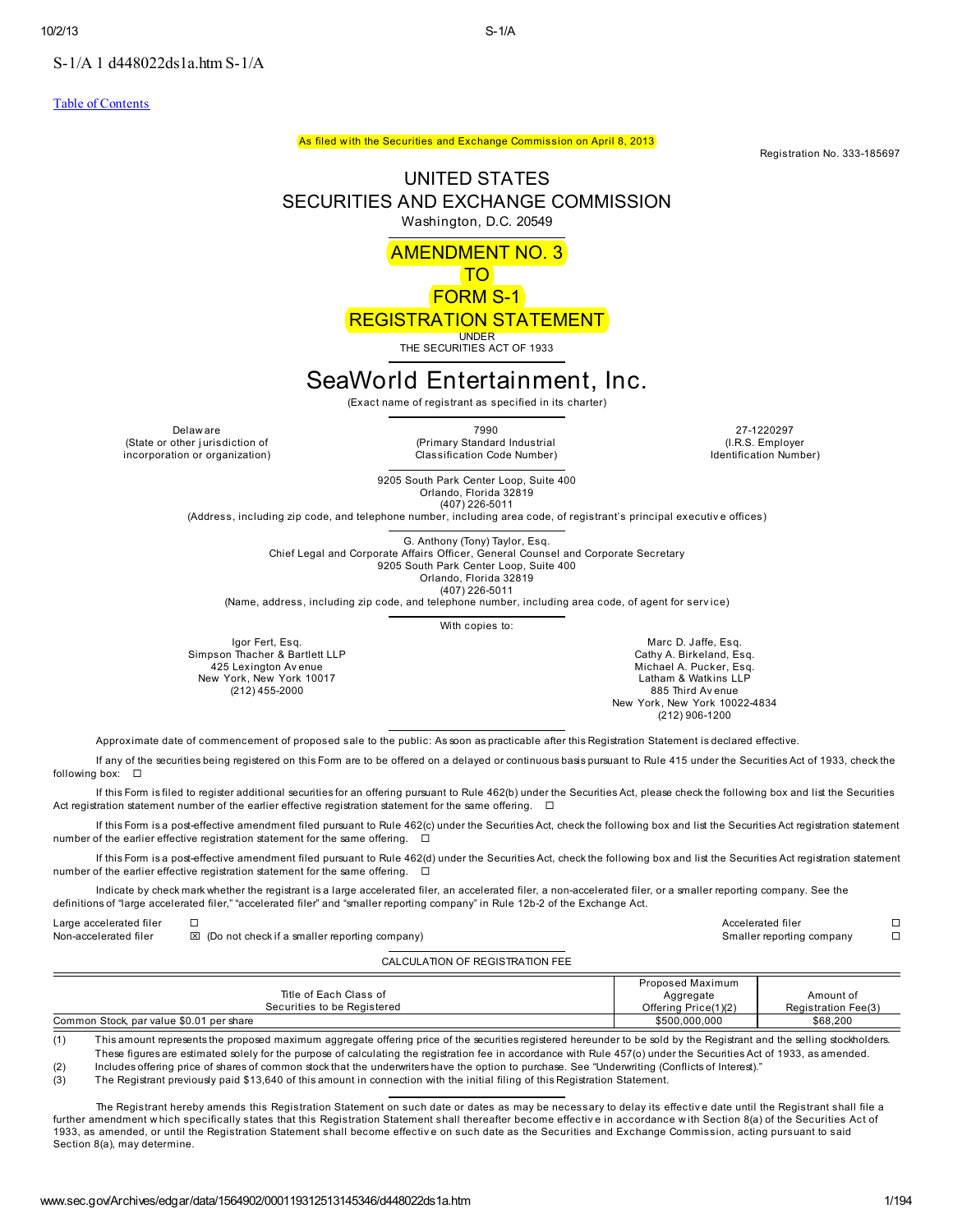S-1/A 1 d448022ds1a.htm S-1/A

Table of Contents

As filed with the Securities and Exchange Commission on April 8, 2013

Registration No. 333-185697

# UNITED STATES
# SECURITIES AND EXCHANGE COMMISSION

Washington, D.C. 20549

## AMENDMENT NO. 3
## TO
## FORM S-1
## REGISTRATION STATEMENT

UNDER
THE SECURITIES ACT OF 1933

# SeaWorld Entertainment, Inc.

(Exact name of registrant as specified in its charter)

| Delaware | 7990 | 27-1220297 |
|---|---|---|
| (State or other jurisdiction of incorporation or organization) | (Primary Standard Industrial Classification Code Number) | (I.R.S. Employer Identification Number) |

9205 South Park Center Loop, Suite 400
Orlando, Florida 32819
(407) 226-5011
(Address, including zip code, and telephone number, including area code, of registrant's principal executive offices)

G. Anthony (Tony) Taylor, Esq.
Chief Legal and Corporate Affairs Officer, General Counsel and Corporate Secretary
9205 South Park Center Loop, Suite 400
Orlando, Florida 32819
(407) 226-5011
(Name, address, including zip code, and telephone number, including area code, of agent for service)

With copies to:

| Igor Fert, Esq.<br>Simpson Thacher & Bartlett LLP<br>425 Lexington Avenue<br>New York, New York 10017<br>(212) 455-2000 | Marc D. Jaffe, Esq.<br>Cathy A. Birkeland, Esq.<br>Michael A. Pucker, Esq.<br>Latham & Watkins LLP<br>885 Third Avenue<br>New York, New York 10022-4834<br>(212) 906-1200 |
|---|---|

Approximate date of commencement of proposed sale to the public: As soon as practicable after this Registration Statement is declared effective.

If any of the securities being registered on this Form are to be offered on a delayed or continuous basis pursuant to Rule 415 under the Securities Act of 1933, check the following box: ☐

If this Form is filed to register additional securities for an offering pursuant to Rule 462(b) under the Securities Act, please check the following box and list the Securities Act registration statement number of the earlier effective registration statement for the same offering. ☐

If this Form is a post-effective amendment filed pursuant to Rule 462(c) under the Securities Act, check the following box and list the Securities Act registration statement number of the earlier effective registration statement for the same offering. ☐

If this Form is a post-effective amendment filed pursuant to Rule 462(d) under the Securities Act, check the following box and list the Securities Act registration statement number of the earlier effective registration statement for the same offering. ☐

Indicate by check mark whether the registrant is a large accelerated filer, an accelerated filer, a non-accelerated filer, or a smaller reporting company. See the definitions of "large accelerated filer," "accelerated filer" and "smaller reporting company" in Rule 12b-2 of the Exchange Act.

| Large accelerated filer | ☐ | Accelerated filer | ☐ |
|---|---|---|---|
| Non-accelerated filer | ☒ (Do not check if a smaller reporting company) | Smaller reporting company | ☐ |

CALCULATION OF REGISTRATION FEE

| Title of Each Class of Securities to be Registered | Proposed Maximum Aggregate Offering Price(1)(2) | Amount of Registration Fee(3) |
|---|---|---|
| Common Stock, par value $0.01 per share | $500,000,000 | $68,200 |

(1) This amount represents the proposed maximum aggregate offering price of the securities registered hereunder to be sold by the Registrant and the selling stockholders. These figures are estimated solely for the purpose of calculating the registration fee in accordance with Rule 457(o) under the Securities Act of 1933, as amended.

(2) Includes offering price of shares of common stock that the underwriters have the option to purchase. See "Underwriting (Conflicts of Interest)."

(3) The Registrant previously paid $13,640 of this amount in connection with the initial filing of this Registration Statement.

The Registrant hereby amends this Registration Statement on such date or dates as may be necessary to delay its effective date until the Registrant shall file a further amendment which specifically states that this Registration Statement shall thereafter become effective in accordance with Section 8(a) of the Securities Act of 1933, as amended, or until the Registration Statement shall become effective on such date as the Securities and Exchange Commission, acting pursuant to said Section 8(a), may determine.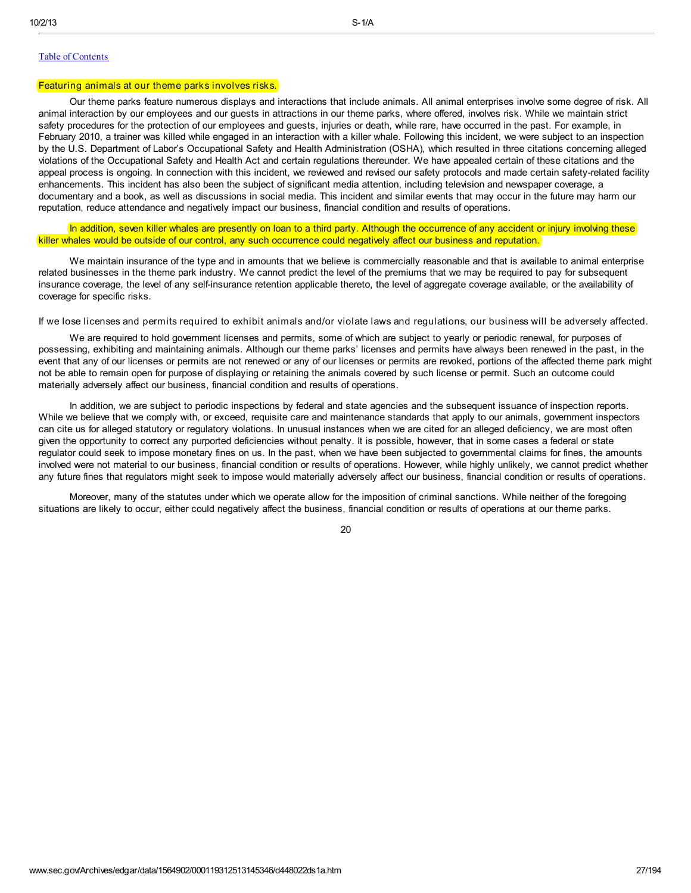[Table of Contents](#)

**Featuring animals at our theme parks involves risks.**

Our theme parks feature numerous displays and interactions that include animals. All animal enterprises involve some degree of risk. All animal interaction by our employees and our guests in attractions in our theme parks, where offered, involves risk. While we maintain strict safety procedures for the protection of our employees and guests, injuries or death, while rare, have occurred in the past. For example, in February 2010, a trainer was killed while engaged in an interaction with a killer whale. Following this incident, we were subject to an inspection by the U.S. Department of Labor's Occupational Safety and Health Administration (OSHA), which resulted in three citations concerning alleged violations of the Occupational Safety and Health Act and certain regulations thereunder. We have appealed certain of these citations and the appeal process is ongoing. In connection with this incident, we reviewed and revised our safety protocols and made certain safety-related facility enhancements. This incident has also been the subject of significant media attention, including television and newspaper coverage, a documentary and a book, as well as discussions in social media. This incident and similar events that may occur in the future may harm our reputation, reduce attendance and negatively impact our business, financial condition and results of operations.

In addition, seven killer whales are presently on loan to a third party. Although the occurrence of any accident or injury involving these killer whales would be outside of our control, any such occurrence could negatively affect our business and reputation.

We maintain insurance of the type and in amounts that we believe is commercially reasonable and that is available to animal enterprise related businesses in the theme park industry. We cannot predict the level of the premiums that we may be required to pay for subsequent insurance coverage, the level of any self-insurance retention applicable thereto, the level of aggregate coverage available, or the availability of coverage for specific risks.

**If we lose licenses and permits required to exhibit animals and/or violate laws and regulations, our business will be adversely affected.**

We are required to hold government licenses and permits, some of which are subject to yearly or periodic renewal, for purposes of possessing, exhibiting and maintaining animals. Although our theme parks' licenses and permits have always been renewed in the past, in the event that any of our licenses or permits are not renewed or any of our licenses or permits are revoked, portions of the affected theme park might not be able to remain open for purpose of displaying or retaining the animals covered by such license or permit. Such an outcome could materially adversely affect our business, financial condition and results of operations.

In addition, we are subject to periodic inspections by federal and state agencies and the subsequent issuance of inspection reports. While we believe that we comply with, or exceed, requisite care and maintenance standards that apply to our animals, government inspectors can cite us for alleged statutory or regulatory violations. In unusual instances when we are cited for an alleged deficiency, we are most often given the opportunity to correct any purported deficiencies without penalty. It is possible, however, that in some cases a federal or state regulator could seek to impose monetary fines on us. In the past, when we have been subjected to governmental claims for fines, the amounts involved were not material to our business, financial condition or results of operations. However, while highly unlikely, we cannot predict whether any future fines that regulators might seek to impose would materially adversely affect our business, financial condition or results of operations.

Moreover, many of the statutes under which we operate allow for the imposition of criminal sanctions. While neither of the foregoing situations are likely to occur, either could negatively affect the business, financial condition or results of operations at our theme parks.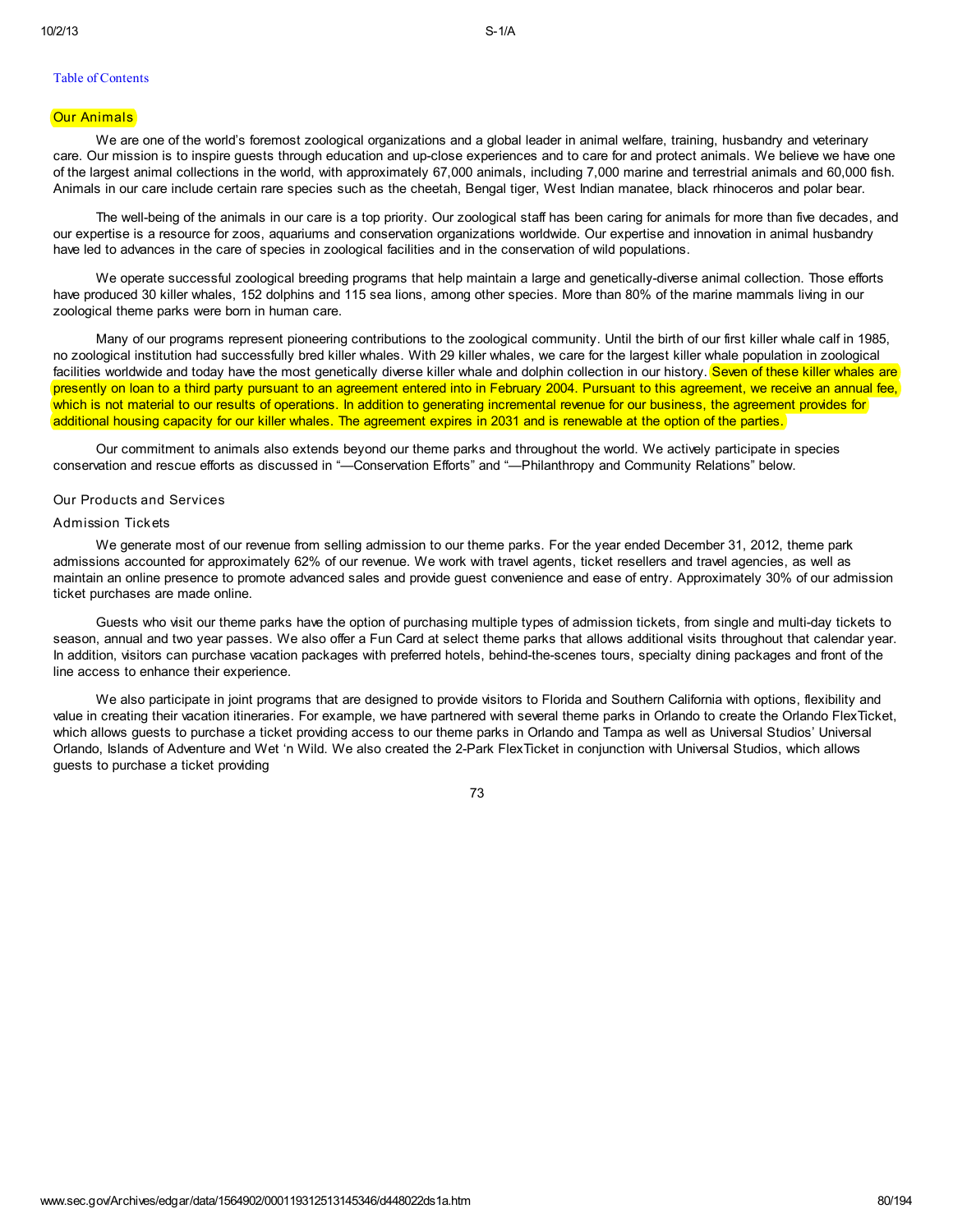## Our Animals

We are one of the world's foremost zoological organizations and a global leader in animal welfare, training, husbandry and veterinary care. Our mission is to inspire guests through education and up-close experiences and to care for and protect animals. We believe we have one of the largest animal collections in the world, with approximately 67,000 animals, including 7,000 marine and terrestrial animals and 60,000 fish. Animals in our care include certain rare species such as the cheetah, Bengal tiger, West Indian manatee, black rhinoceros and polar bear.

The well-being of the animals in our care is a top priority. Our zoological staff has been caring for animals for more than five decades, and our expertise is a resource for zoos, aquariums and conservation organizations worldwide. Our expertise and innovation in animal husbandry have led to advances in the care of species in zoological facilities and in the conservation of wild populations.

We operate successful zoological breeding programs that help maintain a large and genetically-diverse animal collection. Those efforts have produced 30 killer whales, 152 dolphins and 115 sea lions, among other species. More than 80% of the marine mammals living in our zoological theme parks were born in human care.

Many of our programs represent pioneering contributions to the zoological community. Until the birth of our first killer whale calf in 1985, no zoological institution had successfully bred killer whales. With 29 killer whales, we care for the largest killer whale population in zoological facilities worldwide and today have the most genetically diverse killer whale and dolphin collection in our history. Seven of these killer whales are presently on loan to a third party pursuant to an agreement entered into in February 2004. Pursuant to this agreement, we receive an annual fee, which is not material to our results of operations. In addition to generating incremental revenue for our business, the agreement provides for additional housing capacity for our killer whales. The agreement expires in 2031 and is renewable at the option of the parties.

Our commitment to animals also extends beyond our theme parks and throughout the world. We actively participate in species conservation and rescue efforts as discussed in "—Conservation Efforts" and "—Philanthropy and Community Relations" below.

## Our Products and Services

### Admission Tickets

We generate most of our revenue from selling admission to our theme parks. For the year ended December 31, 2012, theme park admissions accounted for approximately 62% of our revenue. We work with travel agents, ticket resellers and travel agencies, as well as maintain an online presence to promote advanced sales and provide guest convenience and ease of entry. Approximately 30% of our admission ticket purchases are made online.

Guests who visit our theme parks have the option of purchasing multiple types of admission tickets, from single and multi-day tickets to season, annual and two year passes. We also offer a Fun Card at select theme parks that allows additional visits throughout that calendar year. In addition, visitors can purchase vacation packages with preferred hotels, behind-the-scenes tours, specialty dining packages and front of the line access to enhance their experience.

We also participate in joint programs that are designed to provide visitors to Florida and Southern California with options, flexibility and value in creating their vacation itineraries. For example, we have partnered with several theme parks in Orlando to create the Orlando FlexTicket, which allows guests to purchase a ticket providing access to our theme parks in Orlando and Tampa as well as Universal Studios' Universal Orlando, Islands of Adventure and Wet 'n Wild. We also created the 2-Park FlexTicket in conjunction with Universal Studios, which allows guests to purchase a ticket providing